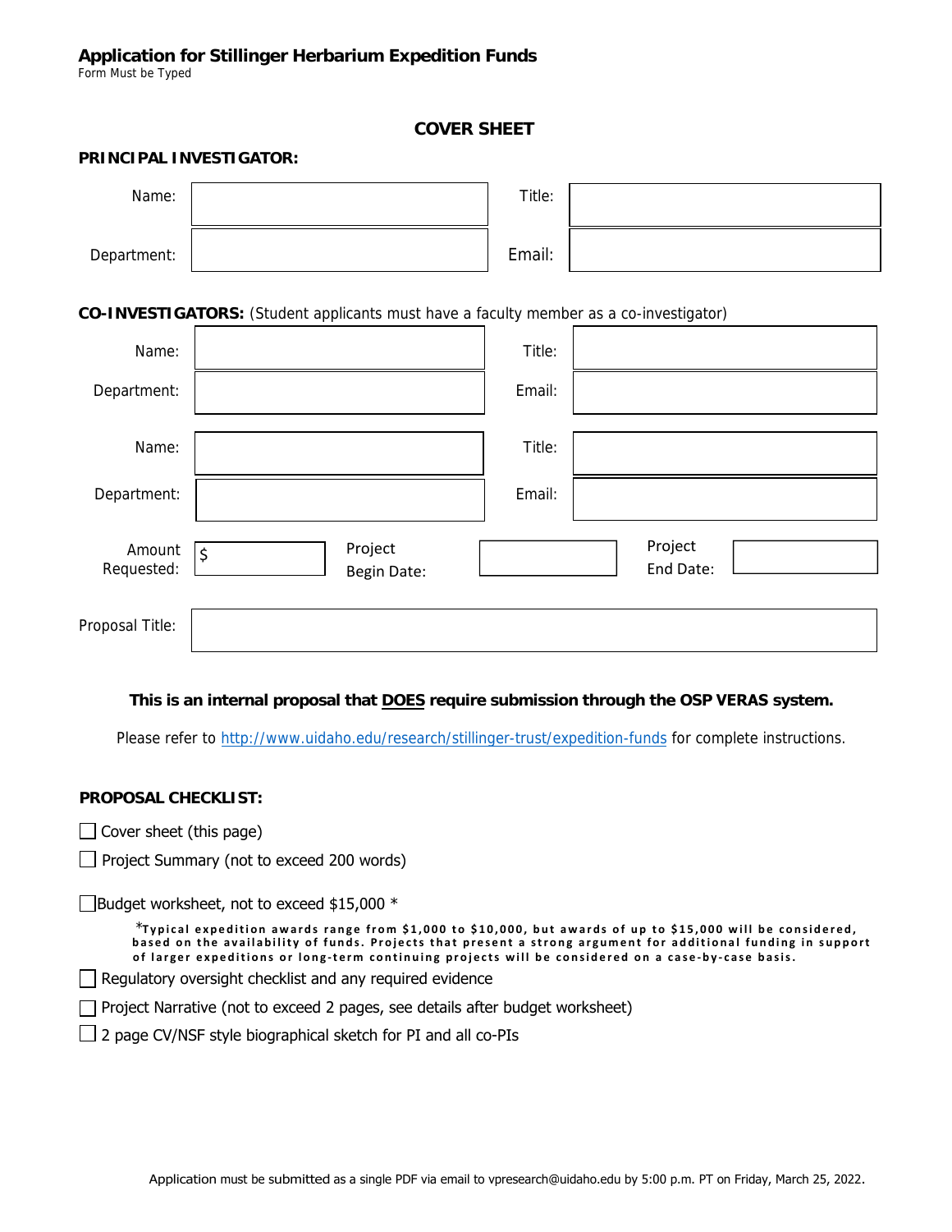## Application for Stillinger Herbarium Expedition Funds

Form Must be Typed

### COVER SHEET

**PRINCIPAL INVESTIGATOR:**

| | | | |
|---|---|---|---|
| Name: | | Title: | |
| Department: | | Email: | |

**CO-INVESTIGATORS:** (Student applicants must have a faculty member as a co-investigator)

| | | | |
|---|---|---|---|
| Name: | | Title: | |
| Department: | | Email: | |
| Name: | | Title: | |
| Department: | | Email: | |

| | | | | | |
|---|---|---|---|---|---|
| Amount Requested: | $ | Project Begin Date: | | Project End Date: | |

| | |
|---|---|
| Proposal Title: | |

**This is an internal proposal that DOES require submission through the OSP VERAS system.**

Please refer to http://www.uidaho.edu/research/stillinger-trust/expedition-funds for complete instructions.

**PROPOSAL CHECKLIST:**

- ☐ Cover sheet (this page)
- ☐ Project Summary (not to exceed 200 words)
- ☐ Budget worksheet, not to exceed $15,000 *

  ***Typical expedition awards range from $1,000 to $10,000, but awards of up to $15,000 will be considered, based on the availability of funds. Projects that present a strong argument for additional funding in support of larger expeditions or long-term continuing projects will be considered on a case-by-case basis.**

- ☐ Regulatory oversight checklist and any required evidence
- ☐ Project Narrative (not to exceed 2 pages, see details after budget worksheet)
- ☐ 2 page CV/NSF style biographical sketch for PI and all co-PIs

Application must be submitted as a single PDF via email to vpresearch@uidaho.edu by 5:00 p.m. PT on Friday, March 25, 2022.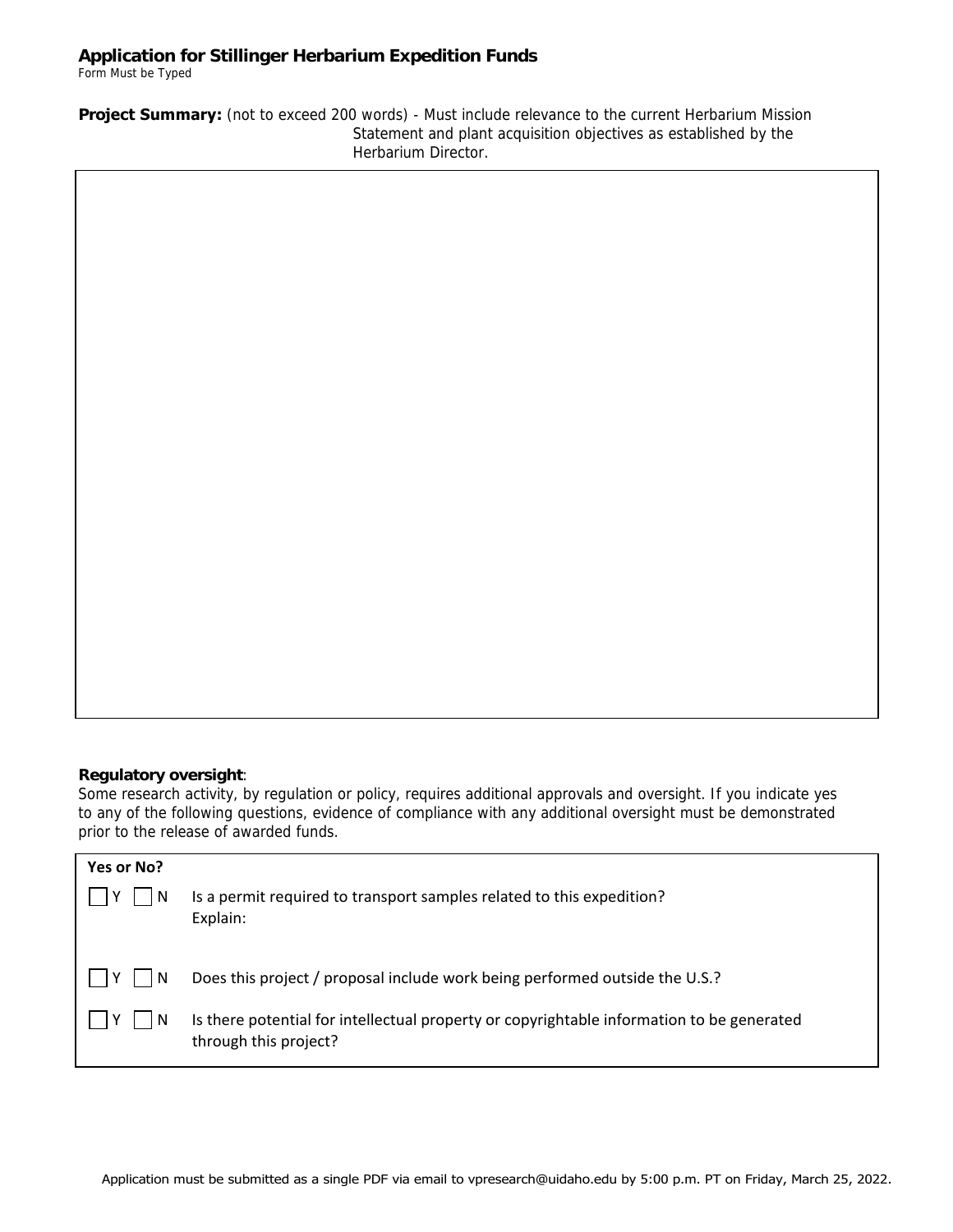## Application for Stillinger Herbarium Expedition Funds

Form Must be Typed

**Project Summary:** (not to exceed 200 words) - Must include relevance to the current Herbarium Mission Statement and plant acquisition objectives as established by the Herbarium Director.

**Regulatory oversight**:

Some research activity, by regulation or policy, requires additional approvals and oversight. If you indicate yes to any of the following questions, evidence of compliance with any additional oversight must be demonstrated prior to the release of awarded funds.

| Yes or No? | |
|---|---|
| ☐ Y ☐ N | Is a permit required to transport samples related to this expedition?<br>Explain: |
| ☐ Y ☐ N | Does this project / proposal include work being performed outside the U.S.? |
| ☐ Y ☐ N | Is there potential for intellectual property or copyrightable information to be generated through this project? |

Application must be submitted as a single PDF via email to vpresearch@uidaho.edu by 5:00 p.m. PT on Friday, March 25, 2022.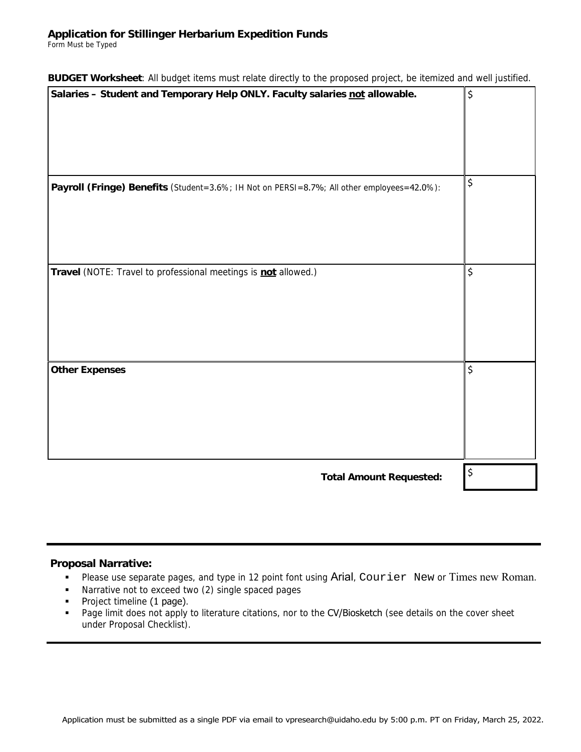**Application for Stillinger Herbarium Expedition Funds**
Form Must be Typed

**BUDGET Worksheet**: All budget items must relate directly to the proposed project, be itemized and well justified.

| | |
|---|---|
| **Salaries – Student and Temporary Help ONLY. Faculty salaries not allowable.** | $ |
| **Payroll (Fringe) Benefits** (Student=3.6%; IH Not on PERSI=8.7%; All other employees=42.0%): | $ |
| **Travel** (NOTE: Travel to professional meetings is **not** allowed.) | $ |
| **Other Expenses** | $ |
| **Total Amount Requested:** | $ |

**Proposal Narrative:**

- Please use separate pages, and type in 12 point font using Arial, Courier New or Times new Roman.
- Narrative not to exceed two (2) single spaced pages
- Project timeline (1 page).
- Page limit does not apply to literature citations, nor to the CV/Biosketch (see details on the cover sheet under Proposal Checklist).

Application must be submitted as a single PDF via email to vpresearch@uidaho.edu by 5:00 p.m. PT on Friday, March 25, 2022.